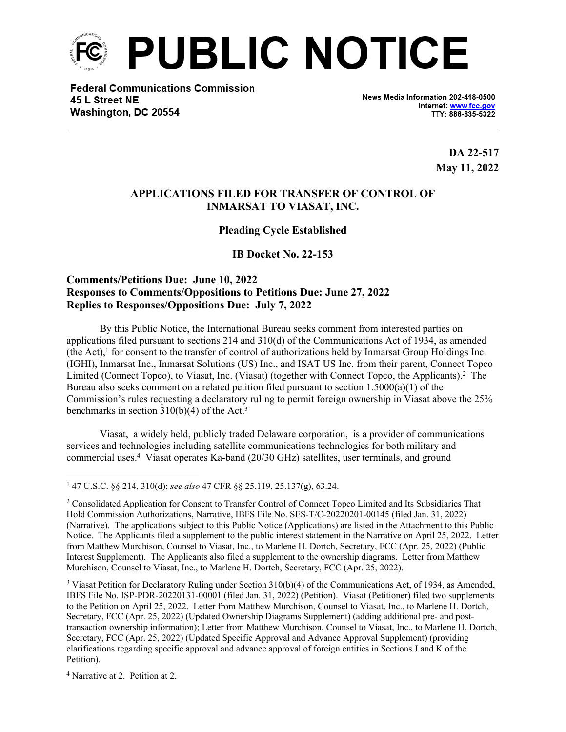# PUBLIC NOTICE

**Federal Communications Commission**
**45 L Street NE**
**Washington, DC 20554**

News Media Information 202-418-0500
Internet: www.fcc.gov
TTY: 888-835-5322

**DA 22-517**
**May 11, 2022**

## APPLICATIONS FILED FOR TRANSFER OF CONTROL OF INMARSAT TO VIASAT, INC.

**Pleading Cycle Established**

**IB Docket No. 22-153**

**Comments/Petitions Due: June 10, 2022**
**Responses to Comments/Oppositions to Petitions Due: June 27, 2022**
**Replies to Responses/Oppositions Due: July 7, 2022**

By this Public Notice, the International Bureau seeks comment from interested parties on applications filed pursuant to sections 214 and 310(d) of the Communications Act of 1934, as amended (the Act),[1] for consent to the transfer of control of authorizations held by Inmarsat Group Holdings Inc. (IGHI), Inmarsat Inc., Inmarsat Solutions (US) Inc., and ISAT US Inc. from their parent, Connect Topco Limited (Connect Topco), to Viasat, Inc. (Viasat) (together with Connect Topco, the Applicants).[2] The Bureau also seeks comment on a related petition filed pursuant to section 1.5000(a)(1) of the Commission's rules requesting a declaratory ruling to permit foreign ownership in Viasat above the 25% benchmarks in section 310(b)(4) of the Act.[3]

Viasat, a widely held, publicly traded Delaware corporation, is a provider of communications services and technologies including satellite communications technologies for both military and commercial uses.[4] Viasat operates Ka-band (20/30 GHz) satellites, user terminals, and ground

---

[1] 47 U.S.C. §§ 214, 310(d); *see also* 47 CFR §§ 25.119, 25.137(g), 63.24.

[2] Consolidated Application for Consent to Transfer Control of Connect Topco Limited and Its Subsidiaries That Hold Commission Authorizations, Narrative, IBFS File No. SES-T/C-20220201-00145 (filed Jan. 31, 2022) (Narrative). The applications subject to this Public Notice (Applications) are listed in the Attachment to this Public Notice. The Applicants filed a supplement to the public interest statement in the Narrative on April 25, 2022. Letter from Matthew Murchison, Counsel to Viasat, Inc., to Marlene H. Dortch, Secretary, FCC (Apr. 25, 2022) (Public Interest Supplement). The Applicants also filed a supplement to the ownership diagrams. Letter from Matthew Murchison, Counsel to Viasat, Inc., to Marlene H. Dortch, Secretary, FCC (Apr. 25, 2022).

[3] Viasat Petition for Declaratory Ruling under Section 310(b)(4) of the Communications Act, of 1934, as Amended, IBFS File No. ISP-PDR-20220131-00001 (filed Jan. 31, 2022) (Petition). Viasat (Petitioner) filed two supplements to the Petition on April 25, 2022. Letter from Matthew Murchison, Counsel to Viasat, Inc., to Marlene H. Dortch, Secretary, FCC (Apr. 25, 2022) (Updated Ownership Diagrams Supplement) (adding additional pre- and post-transaction ownership information); Letter from Matthew Murchison, Counsel to Viasat, Inc., to Marlene H. Dortch, Secretary, FCC (Apr. 25, 2022) (Updated Specific Approval and Advance Approval Supplement) (providing clarifications regarding specific approval and advance approval of foreign entities in Sections J and K of the Petition).

[4] Narrative at 2. Petition at 2.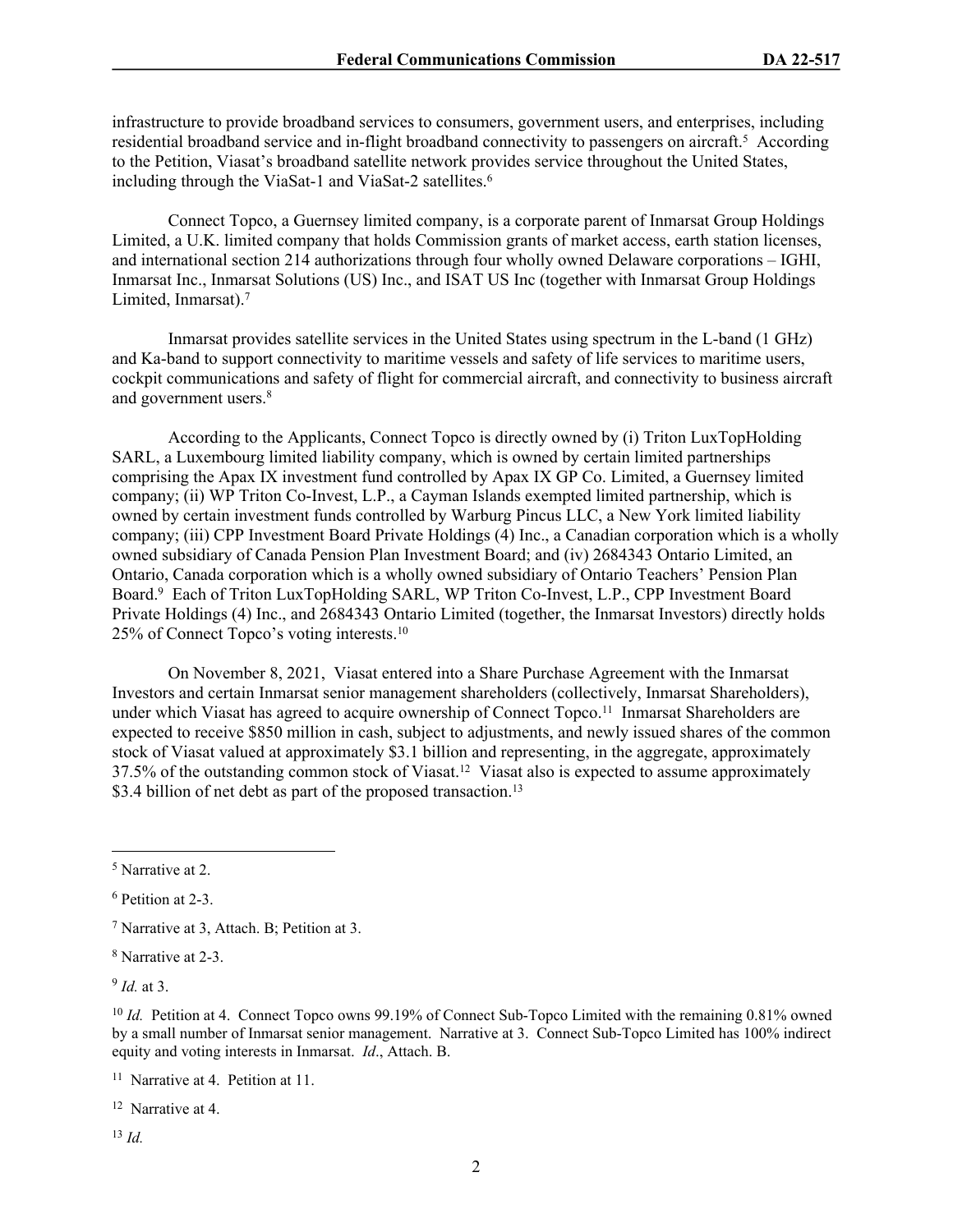infrastructure to provide broadband services to consumers, government users, and enterprises, including residential broadband service and in-flight broadband connectivity to passengers on aircraft.[5] According to the Petition, Viasat's broadband satellite network provides service throughout the United States, including through the ViaSat-1 and ViaSat-2 satellites.[6]

Connect Topco, a Guernsey limited company, is a corporate parent of Inmarsat Group Holdings Limited, a U.K. limited company that holds Commission grants of market access, earth station licenses, and international section 214 authorizations through four wholly owned Delaware corporations – IGHI, Inmarsat Inc., Inmarsat Solutions (US) Inc., and ISAT US Inc (together with Inmarsat Group Holdings Limited, Inmarsat).[7]

Inmarsat provides satellite services in the United States using spectrum in the L-band (1 GHz) and Ka-band to support connectivity to maritime vessels and safety of life services to maritime users, cockpit communications and safety of flight for commercial aircraft, and connectivity to business aircraft and government users.[8]

According to the Applicants, Connect Topco is directly owned by (i) Triton LuxTopHolding SARL, a Luxembourg limited liability company, which is owned by certain limited partnerships comprising the Apax IX investment fund controlled by Apax IX GP Co. Limited, a Guernsey limited company; (ii) WP Triton Co-Invest, L.P., a Cayman Islands exempted limited partnership, which is owned by certain investment funds controlled by Warburg Pincus LLC, a New York limited liability company; (iii) CPP Investment Board Private Holdings (4) Inc., a Canadian corporation which is a wholly owned subsidiary of Canada Pension Plan Investment Board; and (iv) 2684343 Ontario Limited, an Ontario, Canada corporation which is a wholly owned subsidiary of Ontario Teachers' Pension Plan Board.[9] Each of Triton LuxTopHolding SARL, WP Triton Co-Invest, L.P., CPP Investment Board Private Holdings (4) Inc., and 2684343 Ontario Limited (together, the Inmarsat Investors) directly holds 25% of Connect Topco's voting interests.[10]

On November 8, 2021, Viasat entered into a Share Purchase Agreement with the Inmarsat Investors and certain Inmarsat senior management shareholders (collectively, Inmarsat Shareholders), under which Viasat has agreed to acquire ownership of Connect Topco.[11] Inmarsat Shareholders are expected to receive $850 million in cash, subject to adjustments, and newly issued shares of the common stock of Viasat valued at approximately $3.1 billion and representing, in the aggregate, approximately 37.5% of the outstanding common stock of Viasat.[12] Viasat also is expected to assume approximately $3.4 billion of net debt as part of the proposed transaction.[13]

---

[5] Narrative at 2.

[6] Petition at 2-3.

[7] Narrative at 3, Attach. B; Petition at 3.

[8] Narrative at 2-3.

[9] *Id.* at 3.

[10] *Id.* Petition at 4. Connect Topco owns 99.19% of Connect Sub-Topco Limited with the remaining 0.81% owned by a small number of Inmarsat senior management. Narrative at 3. Connect Sub-Topco Limited has 100% indirect equity and voting interests in Inmarsat. *Id*., Attach. B.

[11] Narrative at 4. Petition at 11.

[12] Narrative at 4.

[13] *Id.*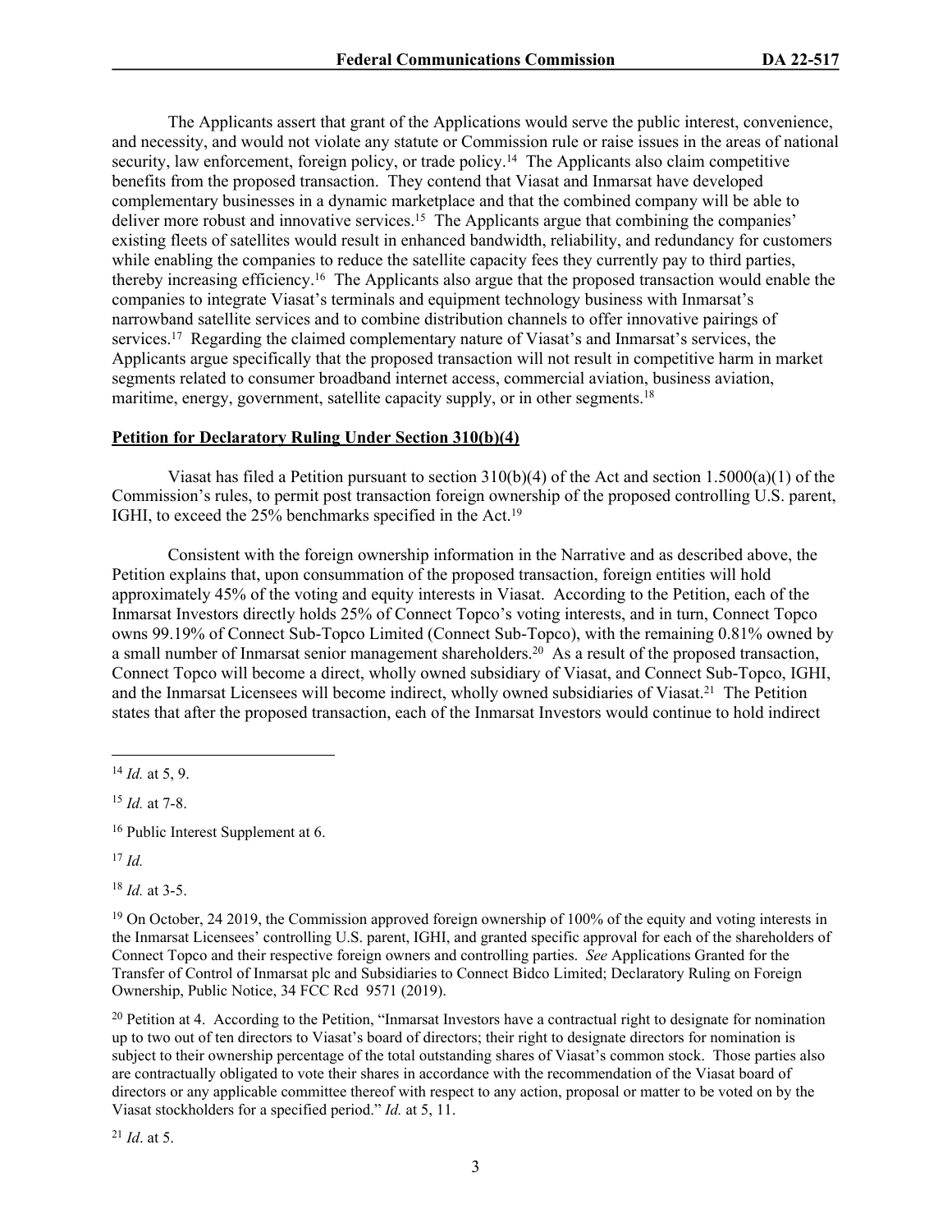The Applicants assert that grant of the Applications would serve the public interest, convenience, and necessity, and would not violate any statute or Commission rule or raise issues in the areas of national security, law enforcement, foreign policy, or trade policy.[14] The Applicants also claim competitive benefits from the proposed transaction. They contend that Viasat and Inmarsat have developed complementary businesses in a dynamic marketplace and that the combined company will be able to deliver more robust and innovative services.[15] The Applicants argue that combining the companies' existing fleets of satellites would result in enhanced bandwidth, reliability, and redundancy for customers while enabling the companies to reduce the satellite capacity fees they currently pay to third parties, thereby increasing efficiency.[16] The Applicants also argue that the proposed transaction would enable the companies to integrate Viasat's terminals and equipment technology business with Inmarsat's narrowband satellite services and to combine distribution channels to offer innovative pairings of services.[17] Regarding the claimed complementary nature of Viasat's and Inmarsat's services, the Applicants argue specifically that the proposed transaction will not result in competitive harm in market segments related to consumer broadband internet access, commercial aviation, business aviation, maritime, energy, government, satellite capacity supply, or in other segments.[18]

**Petition for Declaratory Ruling Under Section 310(b)(4)**

Viasat has filed a Petition pursuant to section 310(b)(4) of the Act and section 1.5000(a)(1) of the Commission's rules, to permit post transaction foreign ownership of the proposed controlling U.S. parent, IGHI, to exceed the 25% benchmarks specified in the Act.[19]

Consistent with the foreign ownership information in the Narrative and as described above, the Petition explains that, upon consummation of the proposed transaction, foreign entities will hold approximately 45% of the voting and equity interests in Viasat. According to the Petition, each of the Inmarsat Investors directly holds 25% of Connect Topco's voting interests, and in turn, Connect Topco owns 99.19% of Connect Sub-Topco Limited (Connect Sub-Topco), with the remaining 0.81% owned by a small number of Inmarsat senior management shareholders.[20] As a result of the proposed transaction, Connect Topco will become a direct, wholly owned subsidiary of Viasat, and Connect Sub-Topco, IGHI, and the Inmarsat Licensees will become indirect, wholly owned subsidiaries of Viasat.[21] The Petition states that after the proposed transaction, each of the Inmarsat Investors would continue to hold indirect

---

[14] *Id.* at 5, 9.

[15] *Id.* at 7-8.

[16] Public Interest Supplement at 6.

[17] *Id.*

[18] *Id.* at 3-5.

[19] On October, 24 2019, the Commission approved foreign ownership of 100% of the equity and voting interests in the Inmarsat Licensees' controlling U.S. parent, IGHI, and granted specific approval for each of the shareholders of Connect Topco and their respective foreign owners and controlling parties. *See* Applications Granted for the Transfer of Control of Inmarsat plc and Subsidiaries to Connect Bidco Limited; Declaratory Ruling on Foreign Ownership, Public Notice, 34 FCC Rcd 9571 (2019).

[20] Petition at 4. According to the Petition, "Inmarsat Investors have a contractual right to designate for nomination up to two out of ten directors to Viasat's board of directors; their right to designate directors for nomination is subject to their ownership percentage of the total outstanding shares of Viasat's common stock. Those parties also are contractually obligated to vote their shares in accordance with the recommendation of the Viasat board of directors or any applicable committee thereof with respect to any action, proposal or matter to be voted on by the Viasat stockholders for a specified period." *Id.* at 5, 11.

[21] *Id*. at 5.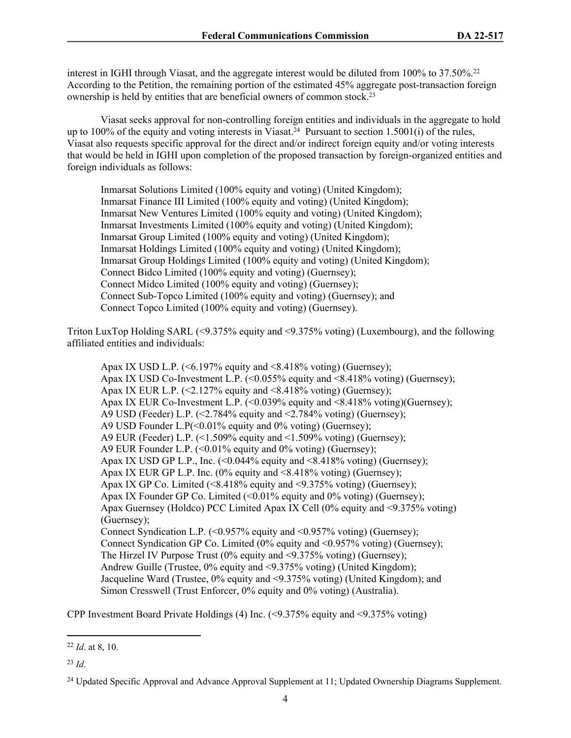interest in IGHI through Viasat, and the aggregate interest would be diluted from 100% to 37.50%.[22] According to the Petition, the remaining portion of the estimated 45% aggregate post-transaction foreign ownership is held by entities that are beneficial owners of common stock.[23]

Viasat seeks approval for non-controlling foreign entities and individuals in the aggregate to hold up to 100% of the equity and voting interests in Viasat.[24] Pursuant to section 1.5001(i) of the rules, Viasat also requests specific approval for the direct and/or indirect foreign equity and/or voting interests that would be held in IGHI upon completion of the proposed transaction by foreign-organized entities and foreign individuals as follows:

> Inmarsat Solutions Limited (100% equity and voting) (United Kingdom);
> Inmarsat Finance III Limited (100% equity and voting) (United Kingdom);
> Inmarsat New Ventures Limited (100% equity and voting) (United Kingdom);
> Inmarsat Investments Limited (100% equity and voting) (United Kingdom);
> Inmarsat Group Limited (100% equity and voting) (United Kingdom);
> Inmarsat Holdings Limited (100% equity and voting) (United Kingdom);
> Inmarsat Group Holdings Limited (100% equity and voting) (United Kingdom);
> Connect Bidco Limited (100% equity and voting) (Guernsey);
> Connect Midco Limited (100% equity and voting) (Guernsey);
> Connect Sub-Topco Limited (100% equity and voting) (Guernsey); and
> Connect Topco Limited (100% equity and voting) (Guernsey).

Triton LuxTop Holding SARL (<9.375% equity and <9.375% voting) (Luxembourg), and the following affiliated entities and individuals:

> Apax IX USD L.P. (<6.197% equity and <8.418% voting) (Guernsey);
> Apax IX USD Co-Investment L.P. (<0.055% equity and <8.418% voting) (Guernsey);
> Apax IX EUR L.P. (<2.127% equity and <8.418% voting) (Guernsey);
> Apax IX EUR Co-Investment L.P. (<0.039% equity and <8.418% voting)(Guernsey);
> A9 USD (Feeder) L.P. (<2.784% equity and <2.784% voting) (Guernsey);
> A9 USD Founder L.P(<0.01% equity and 0% voting) (Guernsey);
> A9 EUR (Feeder) L.P. (<1.509% equity and <1.509% voting) (Guernsey);
> A9 EUR Founder L.P. (<0.01% equity and 0% voting) (Guernsey);
> Apax IX USD GP L.P., Inc. (<0.044% equity and <8.418% voting) (Guernsey);
> Apax IX EUR GP L.P. Inc. (0% equity and <8.418% voting) (Guernsey);
> Apax IX GP Co. Limited (<8.418% equity and <9.375% voting) (Guernsey);
> Apax IX Founder GP Co. Limited (<0.01% equity and 0% voting) (Guernsey);
> Apax Guernsey (Holdco) PCC Limited Apax IX Cell (0% equity and <9.375% voting) (Guernsey);
> Connect Syndication L.P. (<0.957% equity and <0.957% voting) (Guernsey);
> Connect Syndication GP Co. Limited (0% equity and <0.957% voting) (Guernsey);
> The Hirzel IV Purpose Trust (0% equity and <9.375% voting) (Guernsey);
> Andrew Guille (Trustee, 0% equity and <9.375% voting) (United Kingdom);
> Jacqueline Ward (Trustee, 0% equity and <9.375% voting) (United Kingdom); and
> Simon Cresswell (Trust Enforcer, 0% equity and 0% voting) (Australia).

CPP Investment Board Private Holdings (4) Inc. (<9.375% equity and <9.375% voting)

---

[22] *Id*. at 8, 10.

[23] *Id*.

[24] Updated Specific Approval and Advance Approval Supplement at 11; Updated Ownership Diagrams Supplement.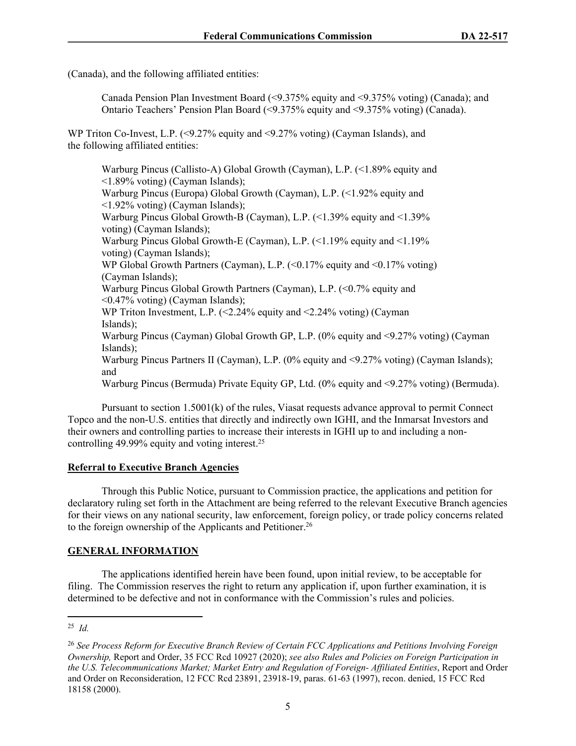(Canada), and the following affiliated entities:

> Canada Pension Plan Investment Board (<9.375% equity and <9.375% voting) (Canada); and
> Ontario Teachers' Pension Plan Board (<9.375% equity and <9.375% voting) (Canada).

WP Triton Co-Invest, L.P. (<9.27% equity and <9.27% voting) (Cayman Islands), and the following affiliated entities:

> Warburg Pincus (Callisto-A) Global Growth (Cayman), L.P. (<1.89% equity and <1.89% voting) (Cayman Islands);
> Warburg Pincus (Europa) Global Growth (Cayman), L.P. (<1.92% equity and <1.92% voting) (Cayman Islands);
> Warburg Pincus Global Growth-B (Cayman), L.P. (<1.39% equity and <1.39% voting) (Cayman Islands);
> Warburg Pincus Global Growth-E (Cayman), L.P. (<1.19% equity and <1.19% voting) (Cayman Islands);
> WP Global Growth Partners (Cayman), L.P. (<0.17% equity and <0.17% voting) (Cayman Islands);
> Warburg Pincus Global Growth Partners (Cayman), L.P. (<0.7% equity and <0.47% voting) (Cayman Islands);
> WP Triton Investment, L.P. (<2.24% equity and <2.24% voting) (Cayman Islands);
> Warburg Pincus (Cayman) Global Growth GP, L.P. (0% equity and <9.27% voting) (Cayman Islands);
> Warburg Pincus Partners II (Cayman), L.P. (0% equity and <9.27% voting) (Cayman Islands); and
> Warburg Pincus (Bermuda) Private Equity GP, Ltd. (0% equity and <9.27% voting) (Bermuda).

Pursuant to section 1.5001(k) of the rules, Viasat requests advance approval to permit Connect Topco and the non-U.S. entities that directly and indirectly own IGHI, and the Inmarsat Investors and their owners and controlling parties to increase their interests in IGHI up to and including a non-controlling 49.99% equity and voting interest.[25]

**Referral to Executive Branch Agencies**

Through this Public Notice, pursuant to Commission practice, the applications and petition for declaratory ruling set forth in the Attachment are being referred to the relevant Executive Branch agencies for their views on any national security, law enforcement, foreign policy, or trade policy concerns related to the foreign ownership of the Applicants and Petitioner.[26]

**GENERAL INFORMATION**

The applications identified herein have been found, upon initial review, to be acceptable for filing. The Commission reserves the right to return any application if, upon further examination, it is determined to be defective and not in conformance with the Commission's rules and policies.

---

[25] *Id.*

[26] *See Process Reform for Executive Branch Review of Certain FCC Applications and Petitions Involving Foreign Ownership,* Report and Order, 35 FCC Rcd 10927 (2020); *see also Rules and Policies on Foreign Participation in the U.S. Telecommunications Market; Market Entry and Regulation of Foreign- Affiliated Entities*, Report and Order and Order on Reconsideration, 12 FCC Rcd 23891, 23918-19, paras. 61-63 (1997), recon. denied, 15 FCC Rcd 18158 (2000).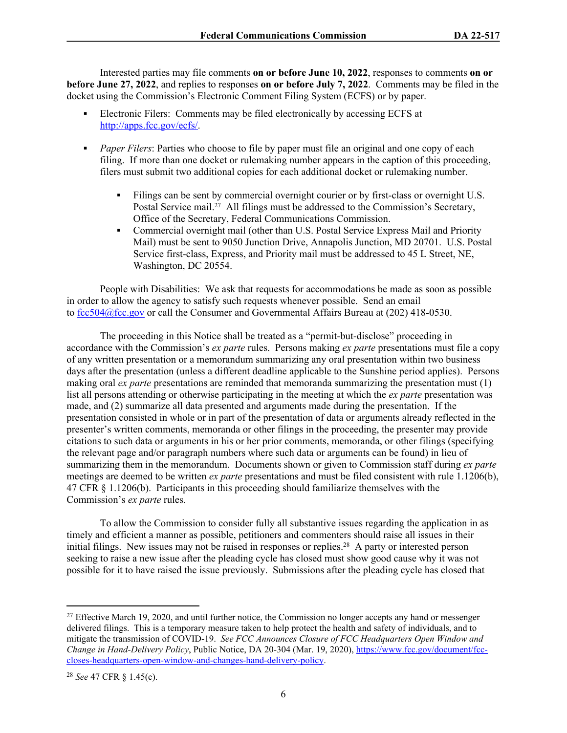Interested parties may file comments **on or before June 10, 2022**, responses to comments **on or before June 27, 2022**, and replies to responses **on or before July 7, 2022**. Comments may be filed in the docket using the Commission's Electronic Comment Filing System (ECFS) or by paper.

- Electronic Filers: Comments may be filed electronically by accessing ECFS at [http://apps.fcc.gov/ecfs/](http://apps.fcc.gov/ecfs/).

- *Paper Filers*: Parties who choose to file by paper must file an original and one copy of each filing. If more than one docket or rulemaking number appears in the caption of this proceeding, filers must submit two additional copies for each additional docket or rulemaking number.

  - Filings can be sent by commercial overnight courier or by first-class or overnight U.S. Postal Service mail.[27] All filings must be addressed to the Commission's Secretary, Office of the Secretary, Federal Communications Commission.
  - Commercial overnight mail (other than U.S. Postal Service Express Mail and Priority Mail) must be sent to 9050 Junction Drive, Annapolis Junction, MD 20701. U.S. Postal Service first-class, Express, and Priority mail must be addressed to 45 L Street, NE, Washington, DC 20554.

People with Disabilities: We ask that requests for accommodations be made as soon as possible in order to allow the agency to satisfy such requests whenever possible. Send an email to [fcc504@fcc.gov](mailto:fcc504@fcc.gov) or call the Consumer and Governmental Affairs Bureau at (202) 418-0530.

The proceeding in this Notice shall be treated as a "permit-but-disclose" proceeding in accordance with the Commission's *ex parte* rules. Persons making *ex parte* presentations must file a copy of any written presentation or a memorandum summarizing any oral presentation within two business days after the presentation (unless a different deadline applicable to the Sunshine period applies). Persons making oral *ex parte* presentations are reminded that memoranda summarizing the presentation must (1) list all persons attending or otherwise participating in the meeting at which the *ex parte* presentation was made, and (2) summarize all data presented and arguments made during the presentation. If the presentation consisted in whole or in part of the presentation of data or arguments already reflected in the presenter's written comments, memoranda or other filings in the proceeding, the presenter may provide citations to such data or arguments in his or her prior comments, memoranda, or other filings (specifying the relevant page and/or paragraph numbers where such data or arguments can be found) in lieu of summarizing them in the memorandum. Documents shown or given to Commission staff during *ex parte* meetings are deemed to be written *ex parte* presentations and must be filed consistent with rule 1.1206(b), 47 CFR § 1.1206(b). Participants in this proceeding should familiarize themselves with the Commission's *ex parte* rules.

To allow the Commission to consider fully all substantive issues regarding the application in as timely and efficient a manner as possible, petitioners and commenters should raise all issues in their initial filings. New issues may not be raised in responses or replies.[28] A party or interested person seeking to raise a new issue after the pleading cycle has closed must show good cause why it was not possible for it to have raised the issue previously. Submissions after the pleading cycle has closed that

---

[27] Effective March 19, 2020, and until further notice, the Commission no longer accepts any hand or messenger delivered filings. This is a temporary measure taken to help protect the health and safety of individuals, and to mitigate the transmission of COVID-19. *See FCC Announces Closure of FCC Headquarters Open Window and Change in Hand-Delivery Policy*, Public Notice, DA 20-304 (Mar. 19, 2020), [https://www.fcc.gov/document/fcc-closes-headquarters-open-window-and-changes-hand-delivery-policy](https://www.fcc.gov/document/fcc-closes-headquarters-open-window-and-changes-hand-delivery-policy).

[28] *See* 47 CFR § 1.45(c).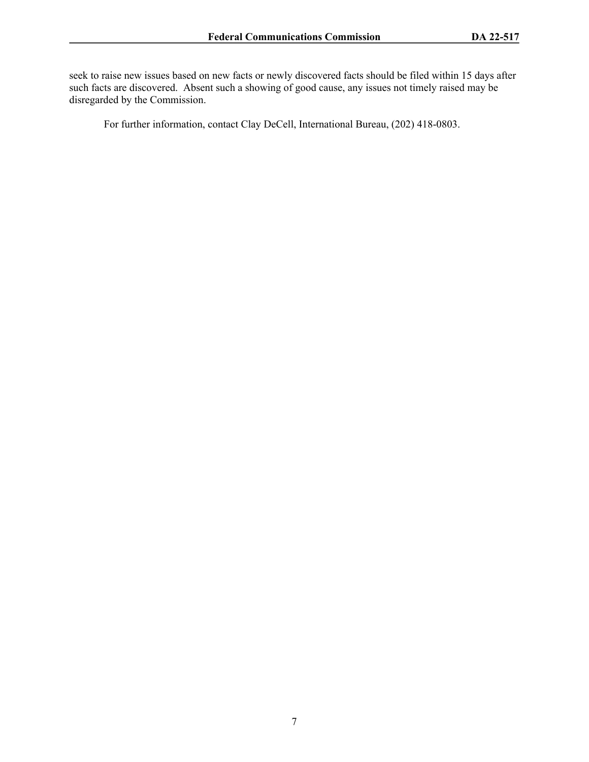seek to raise new issues based on new facts or newly discovered facts should be filed within 15 days after such facts are discovered. Absent such a showing of good cause, any issues not timely raised may be disregarded by the Commission.

For further information, contact Clay DeCell, International Bureau, (202) 418-0803.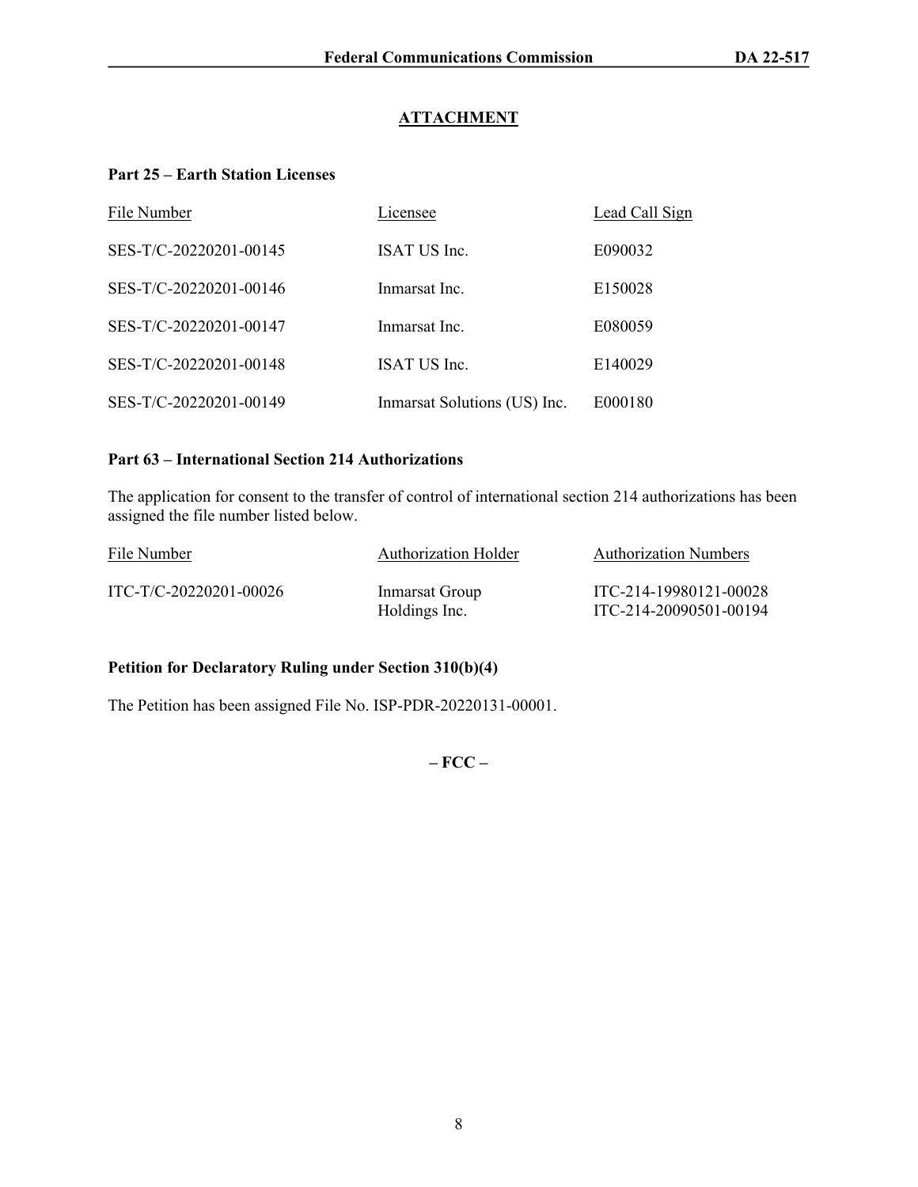## ATTACHMENT

**Part 25 – Earth Station Licenses**

| File Number | Licensee | Lead Call Sign |
| --- | --- | --- |
| SES-T/C-20220201-00145 | ISAT US Inc. | E090032 |
| SES-T/C-20220201-00146 | Inmarsat Inc. | E150028 |
| SES-T/C-20220201-00147 | Inmarsat Inc. | E080059 |
| SES-T/C-20220201-00148 | ISAT US Inc. | E140029 |
| SES-T/C-20220201-00149 | Inmarsat Solutions (US) Inc. | E000180 |

**Part 63 – International Section 214 Authorizations**

The application for consent to the transfer of control of international section 214 authorizations has been assigned the file number listed below.

| File Number | Authorization Holder | Authorization Numbers |
| --- | --- | --- |
| ITC-T/C-20220201-00026 | Inmarsat Group Holdings Inc. | ITC-214-19980121-00028<br>ITC-214-20090501-00194 |

**Petition for Declaratory Ruling under Section 310(b)(4)**

The Petition has been assigned File No. ISP-PDR-20220131-00001.

**– FCC –**